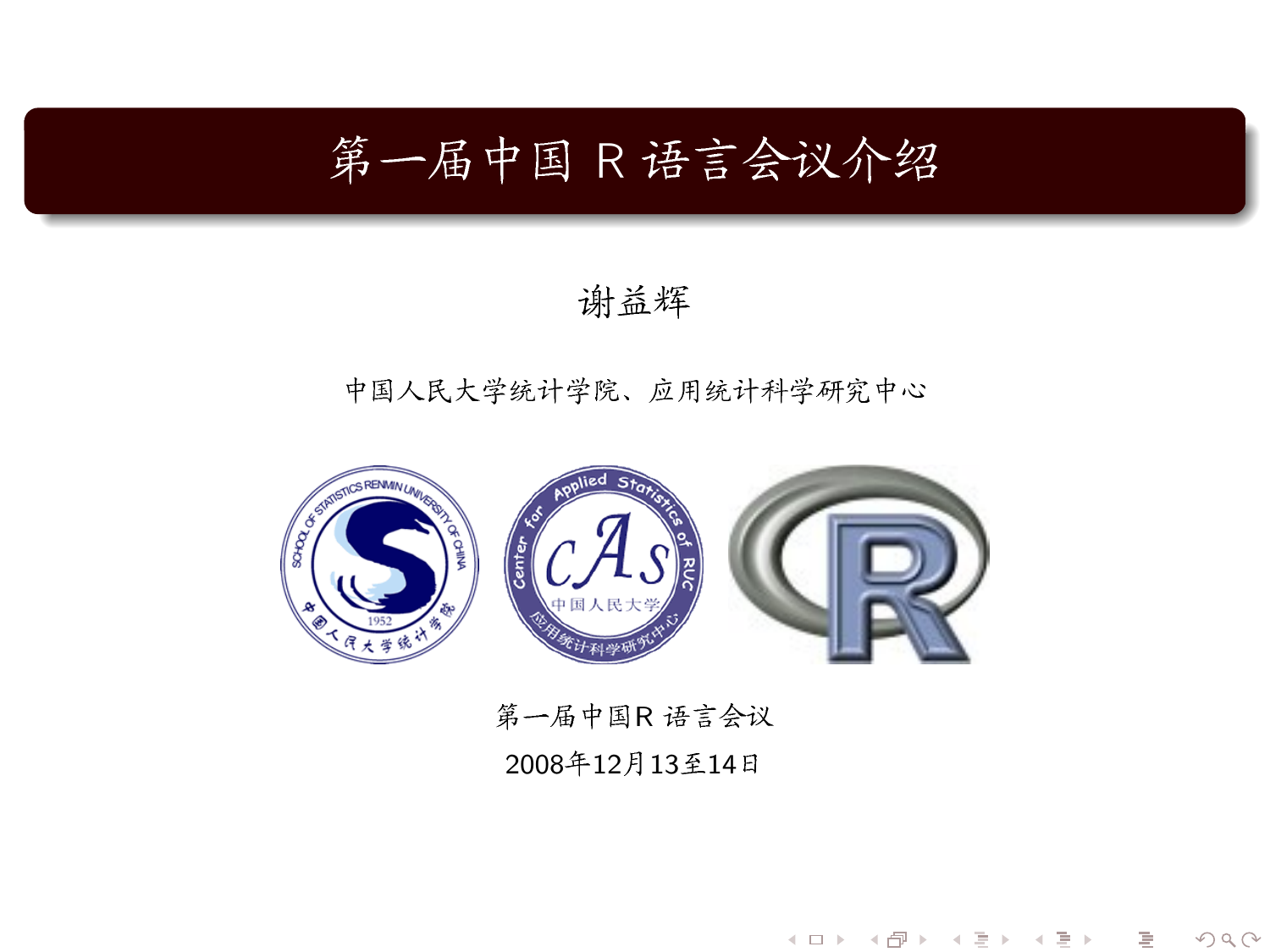# 第一届中国 R 语言会议介绍

谢益辉

中国人民大学统计学院、应用统计科学研究中心

第一届中国R 语言会议

2008年12月13至14日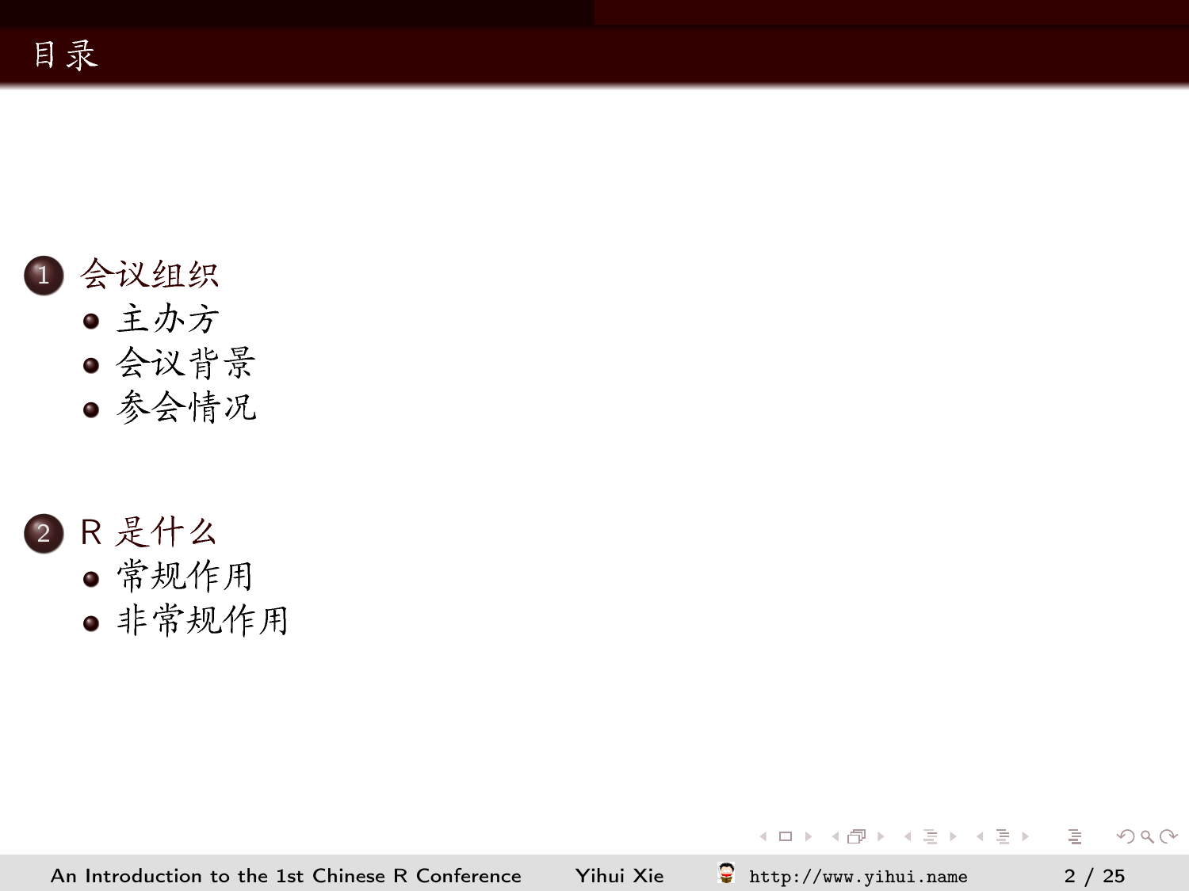# 目录

1. 会议组织
   - 主办方
   - 会议背景
   - 参会情况
2. R 是什么
   - 常规作用
   - 非常规作用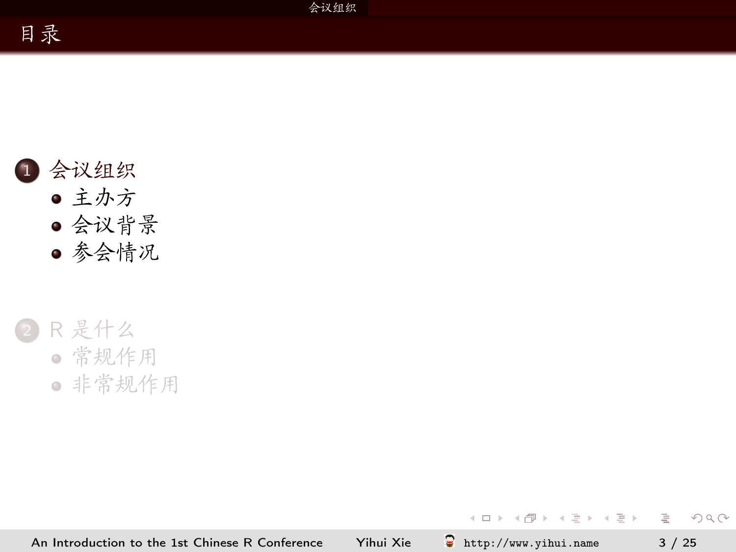# 目录

1. 会议组织
   - 主办方
   - 会议背景
   - 参会情况

2. R 是什么
   - 常规作用
   - 非常规作用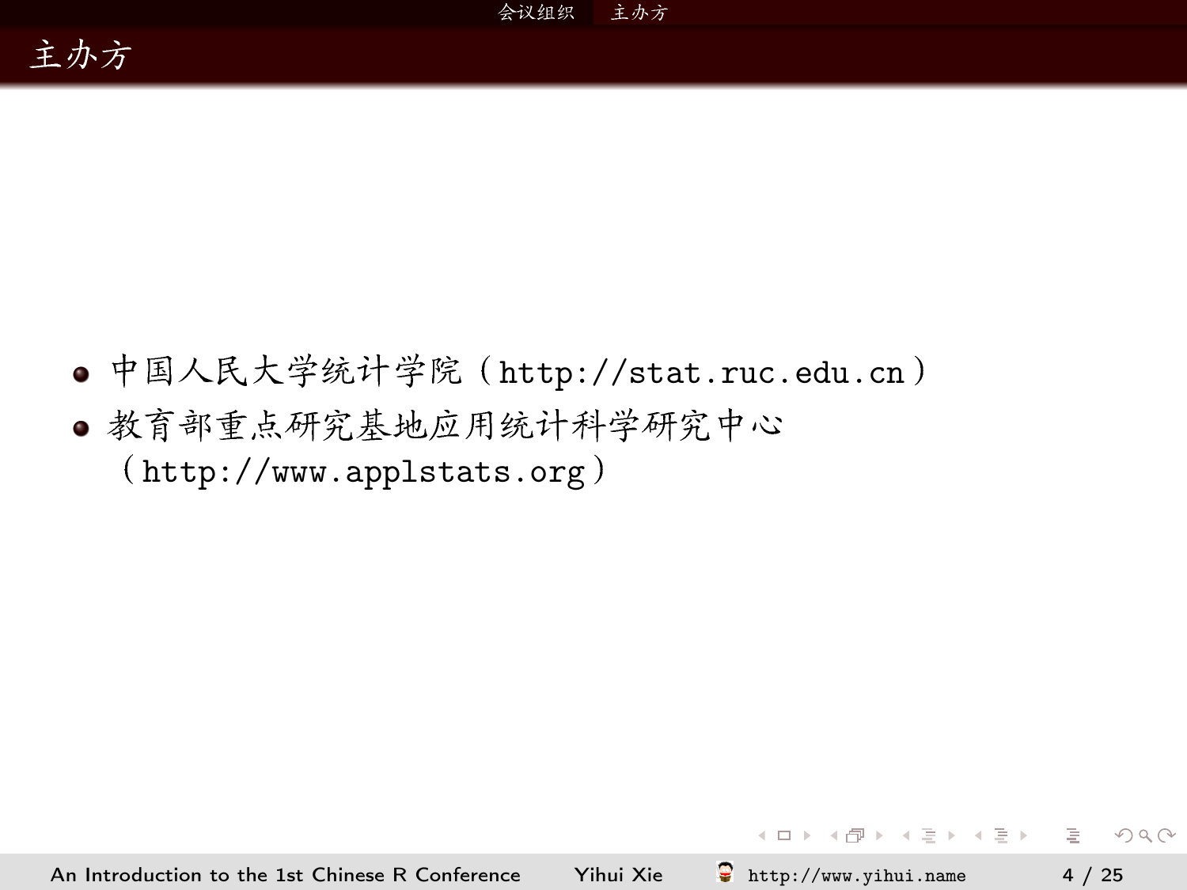# 主办方

- 中国人民大学统计学院（http://stat.ruc.edu.cn）
- 教育部重点研究基地应用统计科学研究中心（http://www.applstats.org）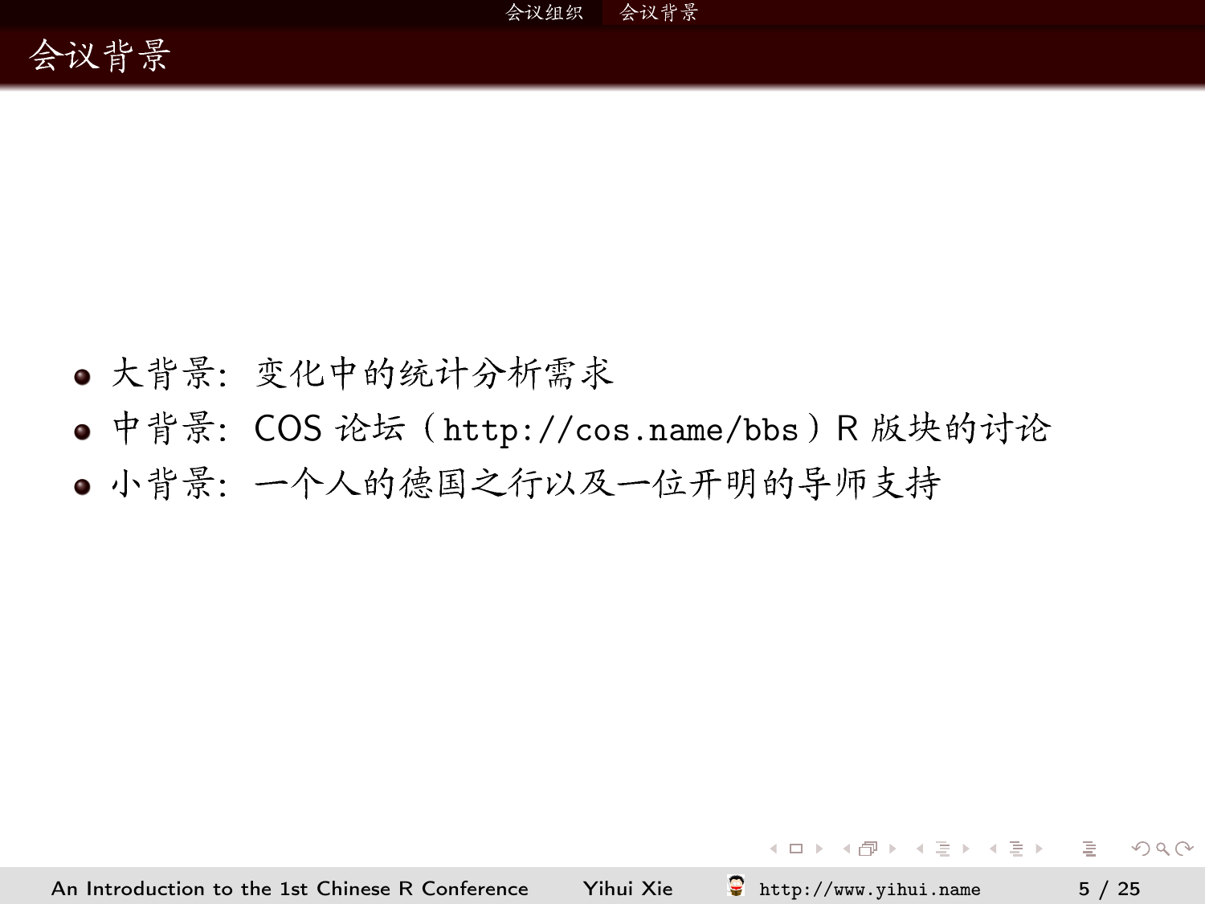# 会议背景

- 大背景：变化中的统计分析需求
- 中背景：COS 论坛（http://cos.name/bbs）R 版块的讨论
- 小背景：一个人的德国之行以及一位开明的导师支持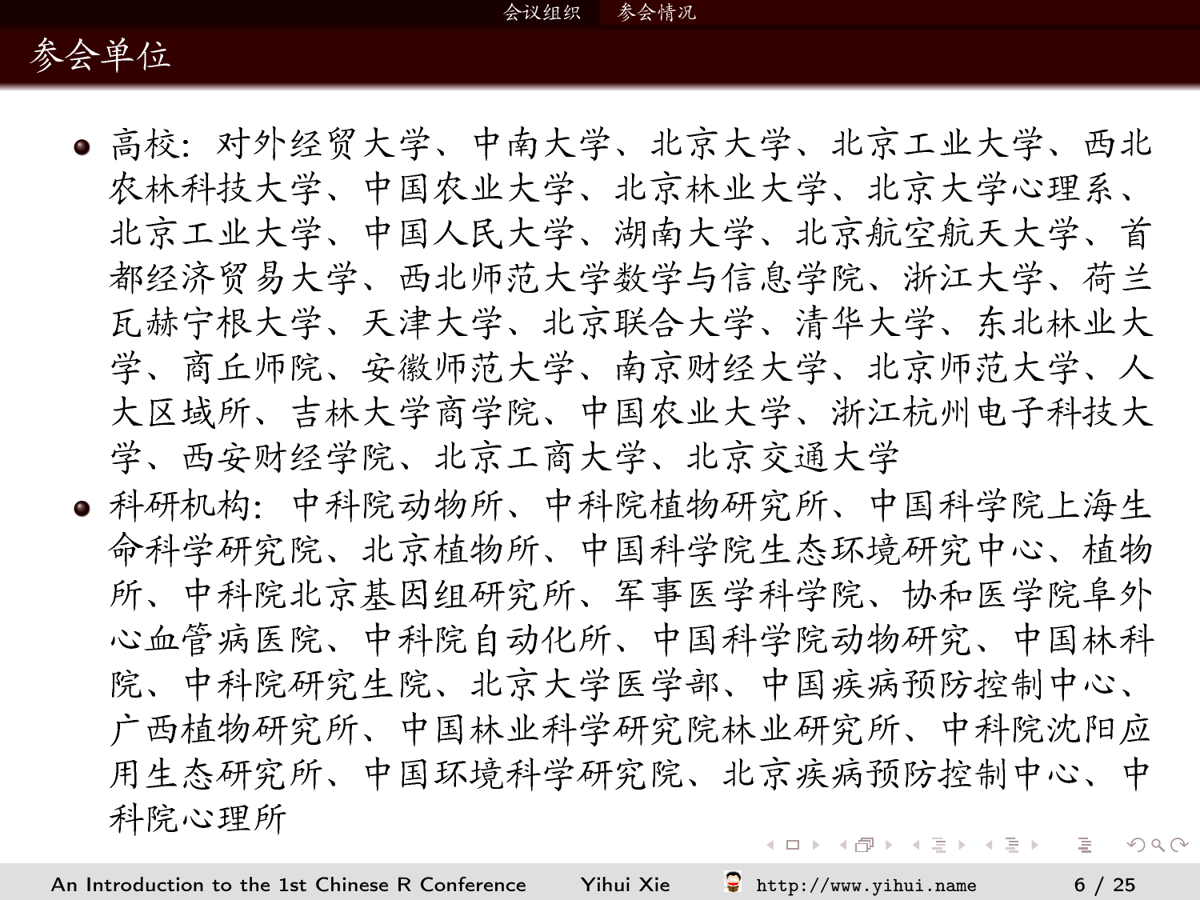## 参会单位

- 高校：对外经贸大学、中南大学、北京大学、北京工业大学、西北农林科技大学、中国农业大学、北京林业大学、北京大学心理系、北京工业大学、中国人民大学、湖南大学、北京航空航天大学、首都经济贸易大学、西北师范大学数学与信息学院、浙江大学、荷兰瓦赫宁根大学、天津大学、北京联合大学、清华大学、东北林业大学、商丘师院、安徽师范大学、南京财经大学、北京师范大学、人大区域所、吉林大学商学院、中国农业大学、浙江杭州电子科技大学、西安财经学院、北京工商大学、北京交通大学
- 科研机构：中科院动物所、中科院植物研究所、中国科学院上海生命科学研究院、北京植物所、中国科学院生态环境研究中心、植物所、中科院北京基因组研究所、军事医学科学院、协和医学院阜外心血管病医院、中科院自动化所、中国科学院动物研究、中国林科院、中科院研究生院、北京大学医学部、中国疾病预防控制中心、广西植物研究所、中国林业科学研究院林业研究所、中科院沈阳应用生态研究所、中国环境科学研究院、北京疾病预防控制中心、中科院心理所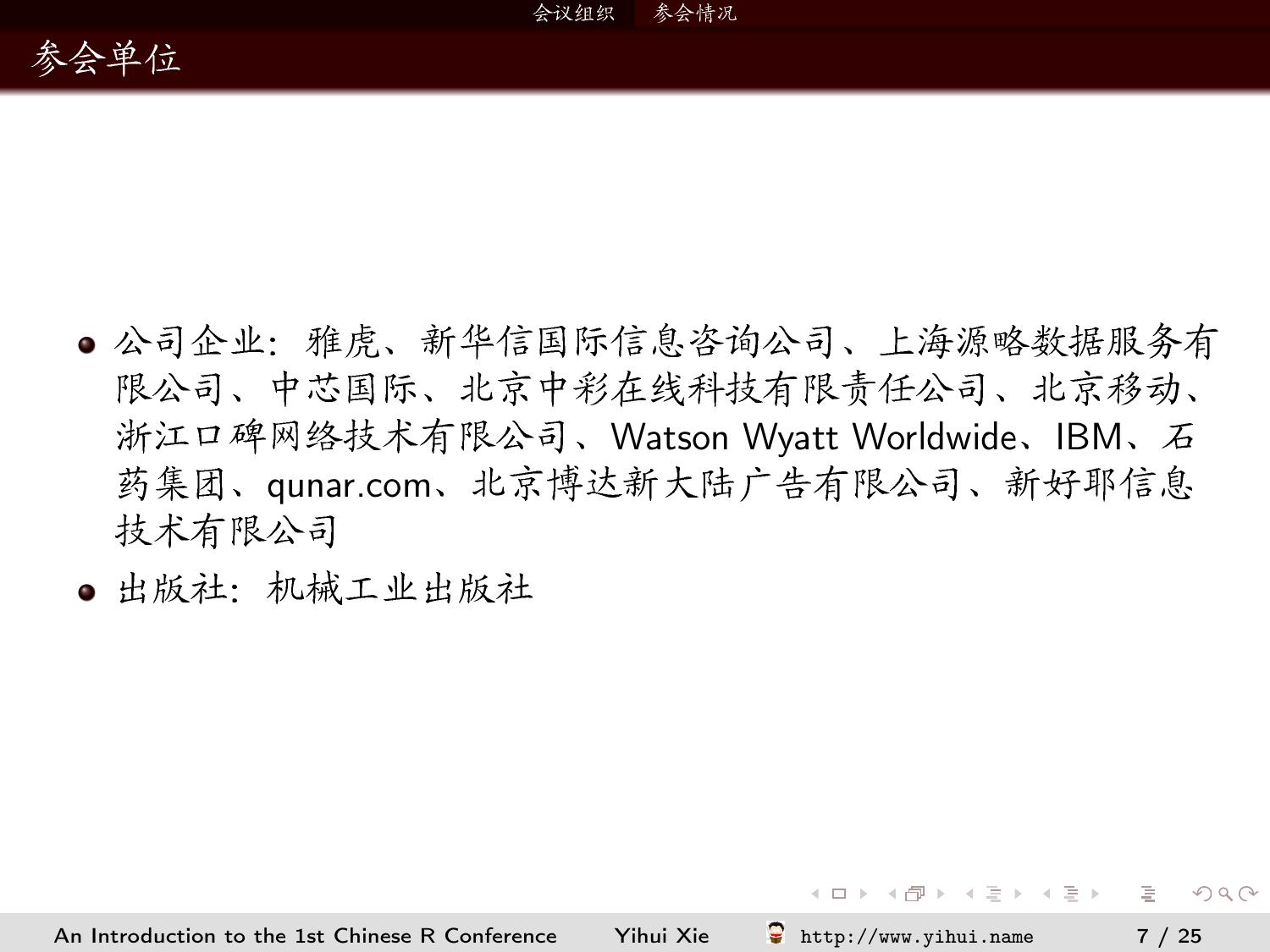# 参会单位

- 公司企业: 雅虎、新华信国际信息咨询公司、上海源略数据服务有限公司、中芯国际、北京中彩在线科技有限责任公司、北京移动、浙江口碑网络技术有限公司、Watson Wyatt Worldwide、IBM、石药集团、qunar.com、北京博达新大陆广告有限公司、新好耶信息技术有限公司
- 出版社: 机械工业出版社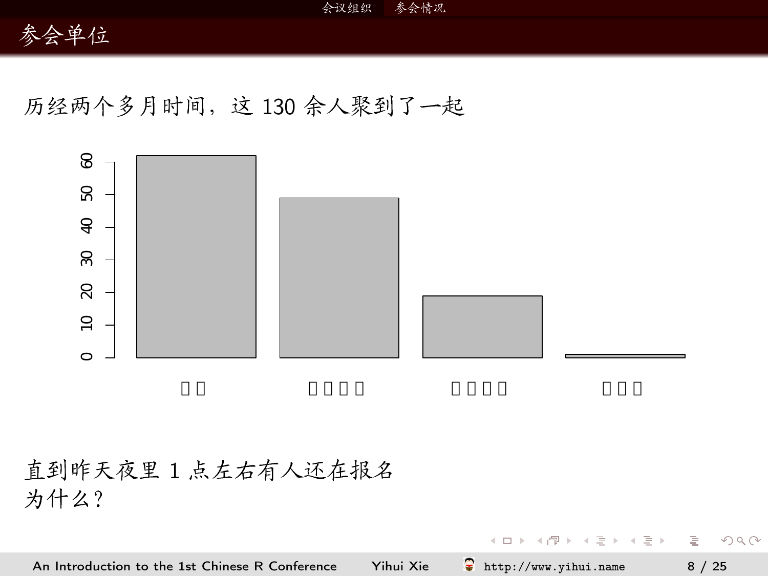## 参会单位

历经两个多月时间，这 130 余人聚到了一起

直到昨天夜里 1 点左右有人还在报名
为什么？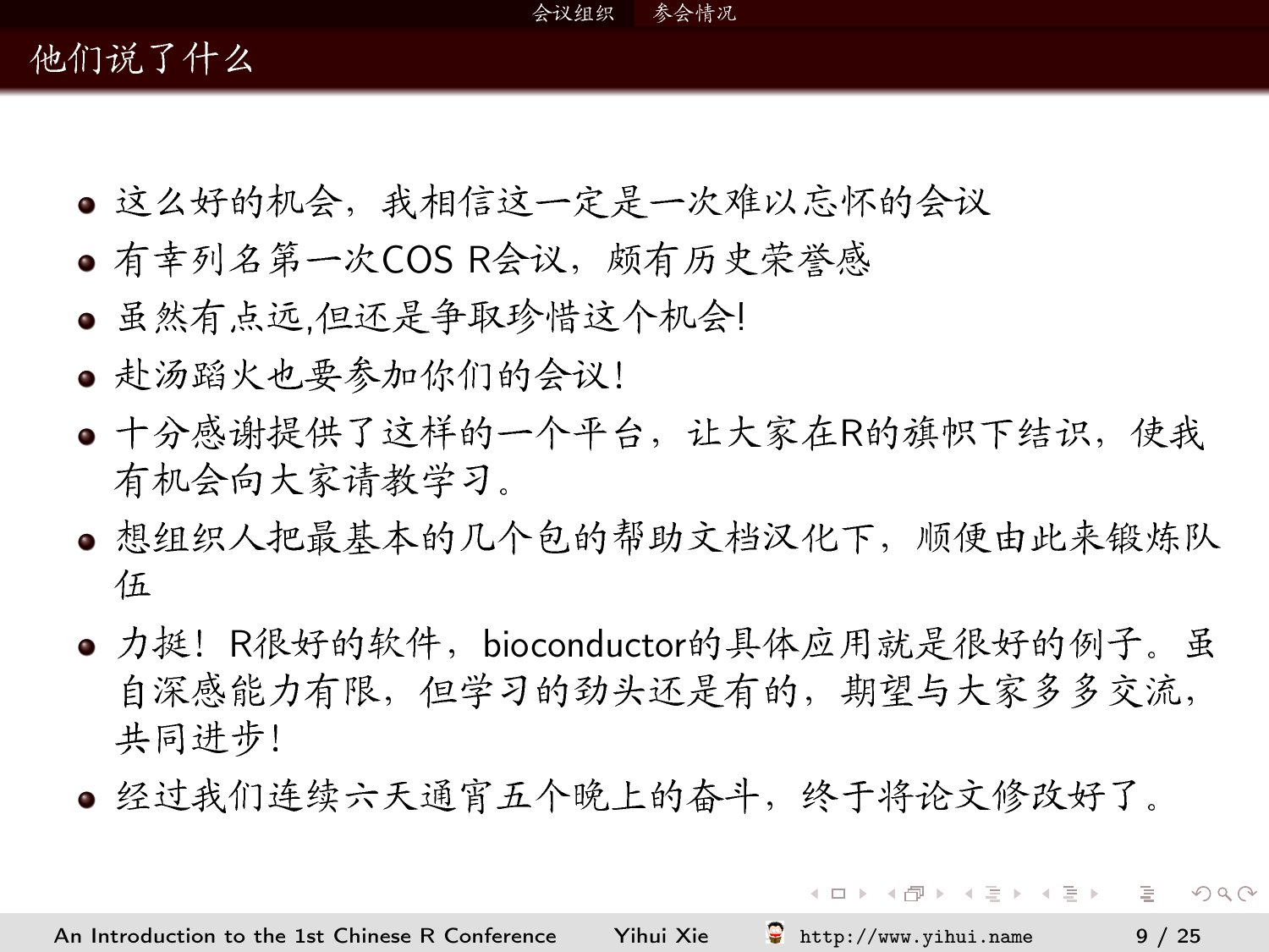## 他们说了什么

- 这么好的机会，我相信这一定是一次难以忘怀的会议
- 有幸列名第一次COS R会议，颇有历史荣誉感
- 虽然有点远,但还是争取珍惜这个机会!
- 赴汤蹈火也要参加你们的会议!
- 十分感谢提供了这样的一个平台，让大家在R的旗帜下结识，使我有机会向大家请教学习。
- 想组织人把最基本的几个包的帮助文档汉化下，顺便由此来锻炼队伍
- 力挺！R很好的软件，bioconductor的具体应用就是很好的例子。虽自深感能力有限，但学习的劲头还是有的，期望与大家多多交流，共同进步!
- 经过我们连续六天通宵五个晚上的奋斗，终于将论文修改好了。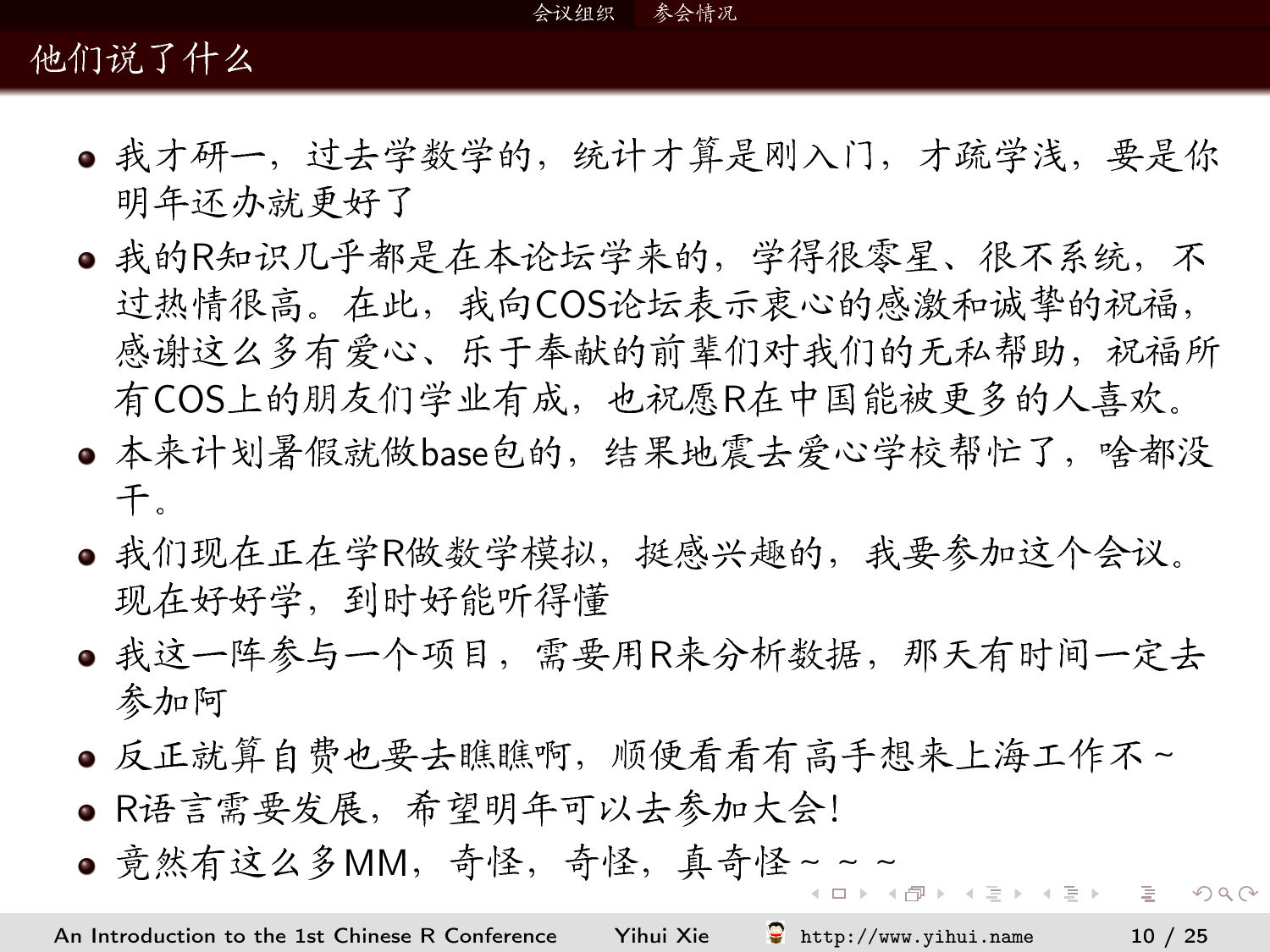## 他们说了什么

- 我才研一，过去学数学的，统计才算是刚入门，才疏学浅，要是你明年还办就更好了
- 我的R知识几乎都是在本论坛学来的，学得很零星、很不系统，不过热情很高。在此，我向COS论坛表示衷心的感激和诚挚的祝福，感谢这么多有爱心、乐于奉献的前辈们对我们的无私帮助，祝福所有COS上的朋友们学业有成，也祝愿R在中国能被更多的人喜欢。
- 本来计划暑假就做base包的，结果地震去爱心学校帮忙了，啥都没干。
- 我们现在正在学R做数学模拟，挺感兴趣的，我要参加这个会议。现在好好学，到时好能听得懂
- 我这一阵参与一个项目，需要用R来分析数据，那天有时间一定去参加阿
- 反正就算自费也要去瞧瞧啊，顺便看看有高手想来上海工作不~
- R语言需要发展，希望明年可以去参加大会！
- 竟然有这么多MM，奇怪，奇怪，真奇怪~ ~ ~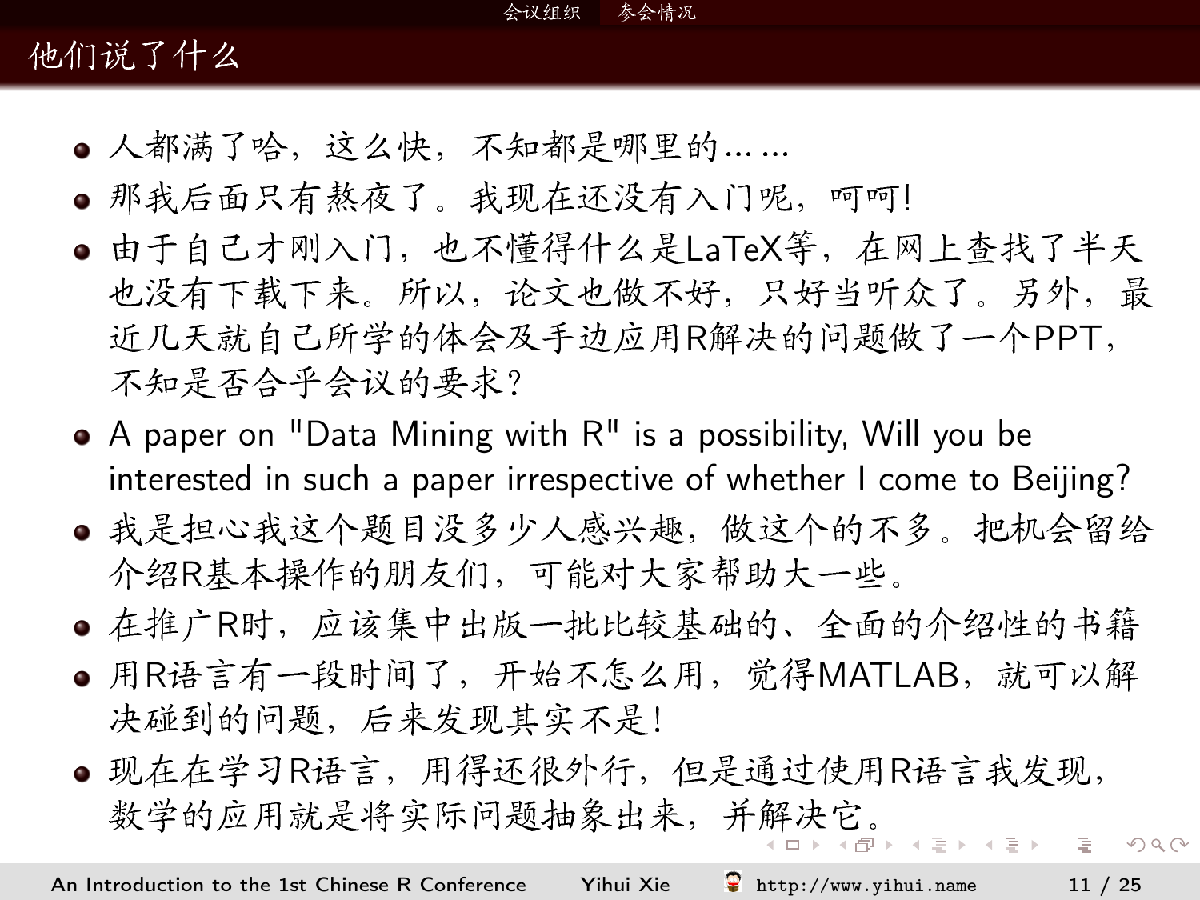# 他们说了什么

- 人都满了哈，这么快，不知都是哪里的……
- 那我后面只有熬夜了。我现在还没有入门呢，呵呵!
- 由于自己才刚入门，也不懂得什么是LaTeX等，在网上查找了半天也没有下载下来。所以，论文也做不好，只好当听众了。另外，最近几天就自己所学的体会及手边应用R解决的问题做了一个PPT，不知是否合乎会议的要求?
- A paper on "Data Mining with R" is a possibility, Will you be interested in such a paper irrespective of whether I come to Beijing?
- 我是担心我这个题目没多少人感兴趣，做这个的不多。把机会留给介绍R基本操作的朋友们，可能对大家帮助大一些。
- 在推广R时，应该集中出版一批比较基础的、全面的介绍性的书籍
- 用R语言有一段时间了，开始不怎么用，觉得MATLAB，就可以解决碰到的问题，后来发现其实不是!
- 现在在学习R语言，用得还很外行，但是通过使用R语言我发现，数学的应用就是将实际问题抽象出来，并解决它。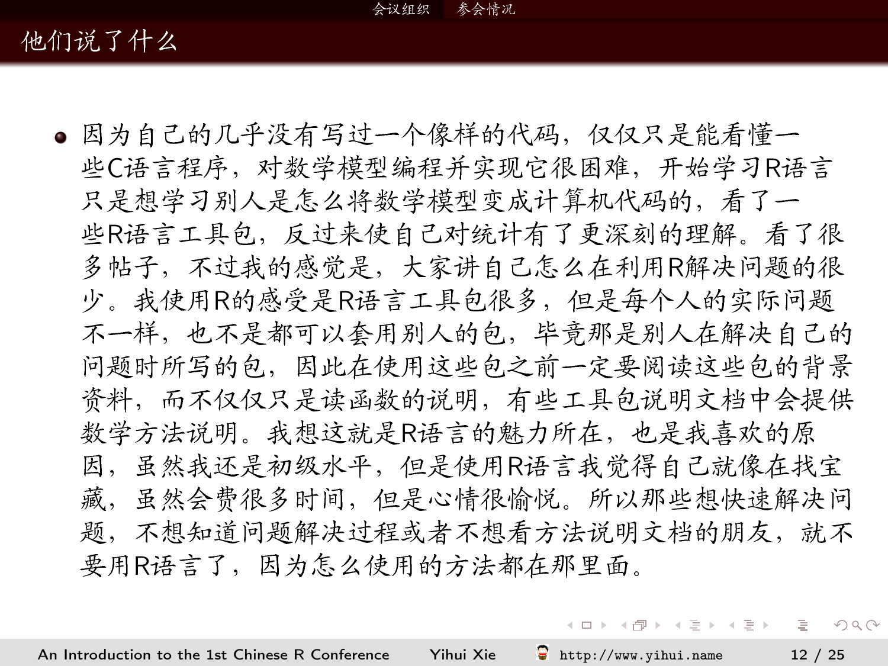## 他们说了什么

- 因为自己的几乎没有写过一个像样的代码，仅仅只是能看懂一些C语言程序，对数学模型编程并实现它很困难，开始学习R语言只是想学习别人是怎么将数学模型变成计算机代码的，看了一些R语言工具包，反过来使自己对统计有了更深刻的理解。看了很多帖子，不过我的感觉是，大家讲自己怎么在利用R解决问题的很少。我使用R的感受是R语言工具包很多，但是每个人的实际问题不一样，也不是都可以套用别人的包，毕竟那是别人在解决自己的问题时所写的包，因此在使用这些包之前一定要阅读这些包的背景资料，而不仅仅只是读函数的说明，有些工具包说明文档中会提供数学方法说明。我想这就是R语言的魅力所在，也是我喜欢的原因，虽然我还是初级水平，但是使用R语言我觉得自己就像在找宝藏，虽然会费很多时间，但是心情很愉悦。所以那些想快速解决问题，不想知道问题解决过程或者不想看方法说明文档的朋友，就不要用R语言了，因为怎么使用的方法都在那里面。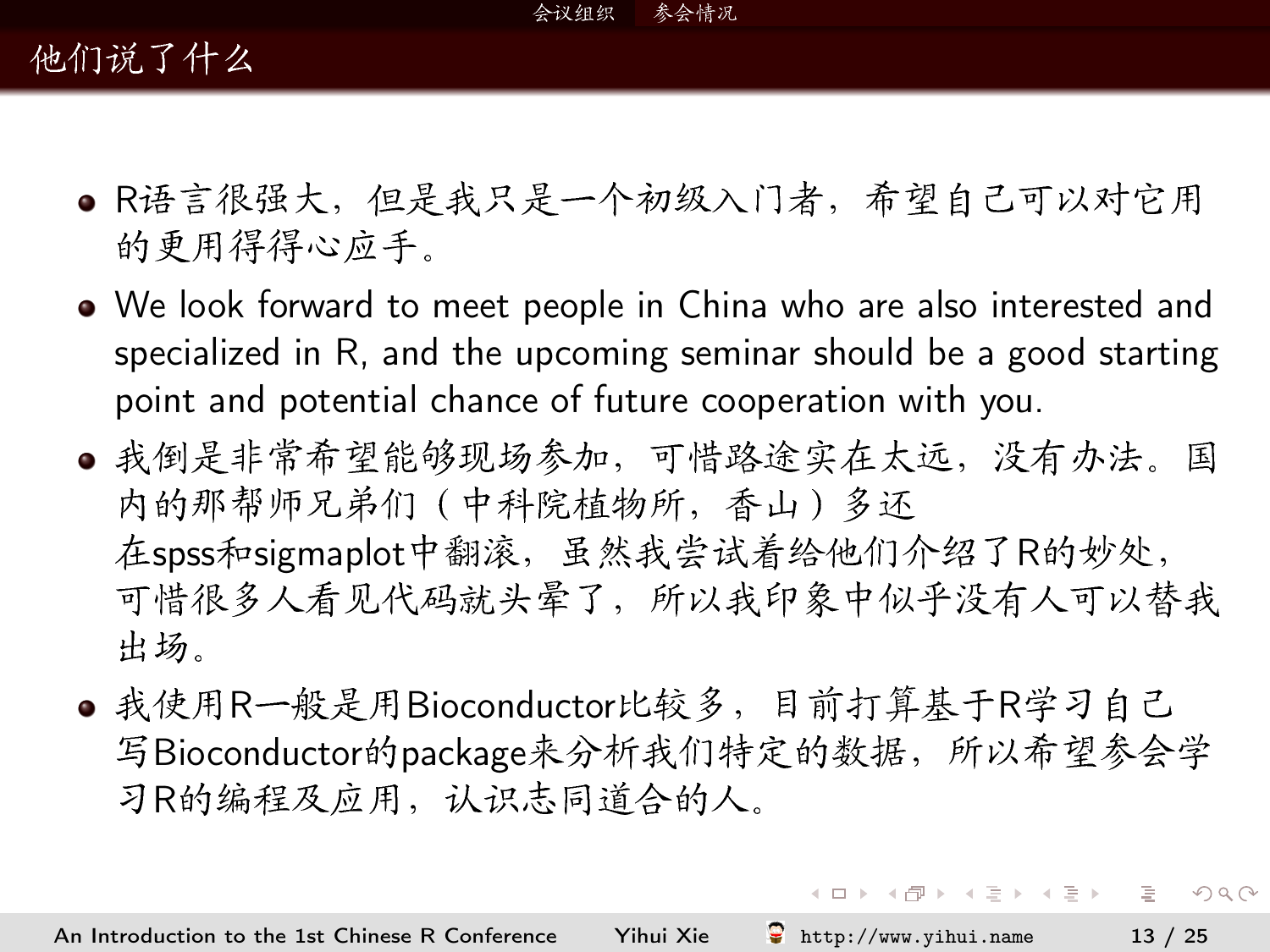## 他们说了什么

- R语言很强大，但是我只是一个初级入门者，希望自己可以对它用的更用得得心应手。
- We look forward to meet people in China who are also interested and specialized in R, and the upcoming seminar should be a good starting point and potential chance of future cooperation with you.
- 我倒是非常希望能够现场参加，可惜路途实在太远，没有办法。国内的那帮师兄弟们（中科院植物所，香山）多还在spss和sigmaplot中翻滚，虽然我尝试着给他们介绍了R的妙处，可惜很多人看见代码就头晕了，所以我印象中似乎没有人可以替我出场。
- 我使用R一般是用Bioconductor比较多，目前打算基于R学习自己写Bioconductor的package来分析我们特定的数据，所以希望参会学习R的编程及应用，认识志同道合的人。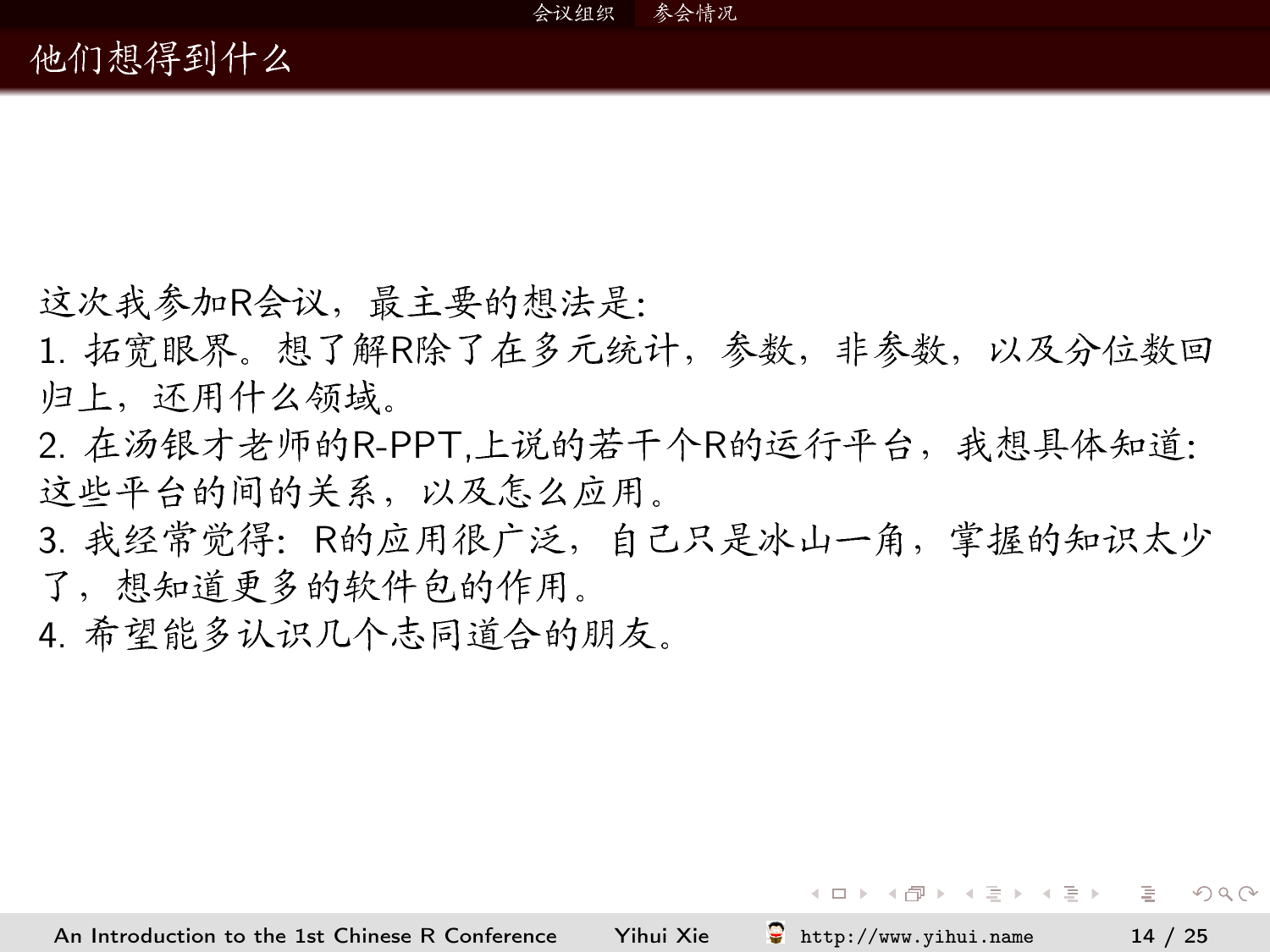# 他们想得到什么

这次我参加R会议，最主要的想法是:

1. 拓宽眼界。想了解R除了在多元统计，参数，非参数，以及分位数回归上，还用什么领域。
2. 在汤银才老师的R-PPT,上说的若干个R的运行平台，我想具体知道:这些平台的间的关系，以及怎么应用。
3. 我经常觉得: R的应用很广泛，自己只是冰山一角，掌握的知识太少了，想知道更多的软件包的作用。
4. 希望能多认识几个志同道合的朋友。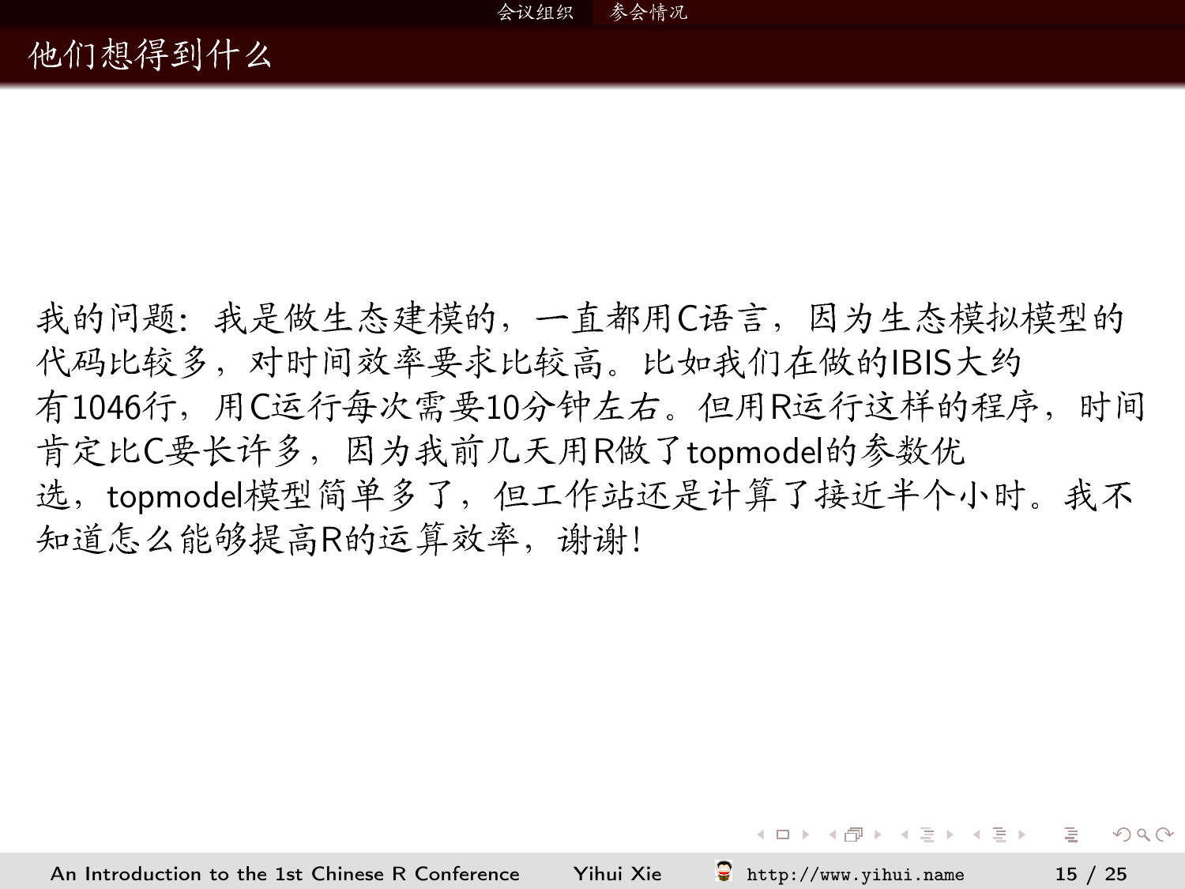# 他们想得到什么

我的问题: 我是做生态建模的，一直都用C语言，因为生态模拟模型的代码比较多，对时间效率要求比较高。比如我们在做的IBIS大约有1046行，用C运行每次需要10分钟左右。但用R运行这样的程序，时间肯定比C要长许多，因为我前几天用R做了topmodel的参数优选，topmodel模型简单多了，但工作站还是计算了接近半个小时。我不知道怎么能够提高R的运算效率，谢谢!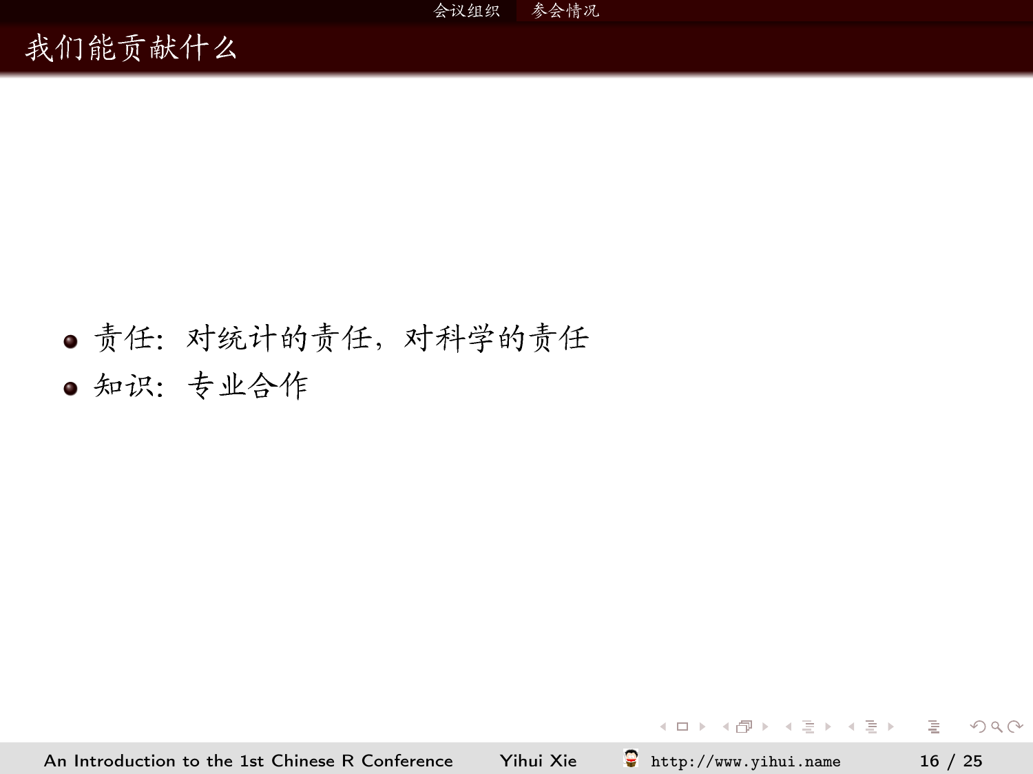## 我们能贡献什么

- 责任: 对统计的责任，对科学的责任
- 知识: 专业合作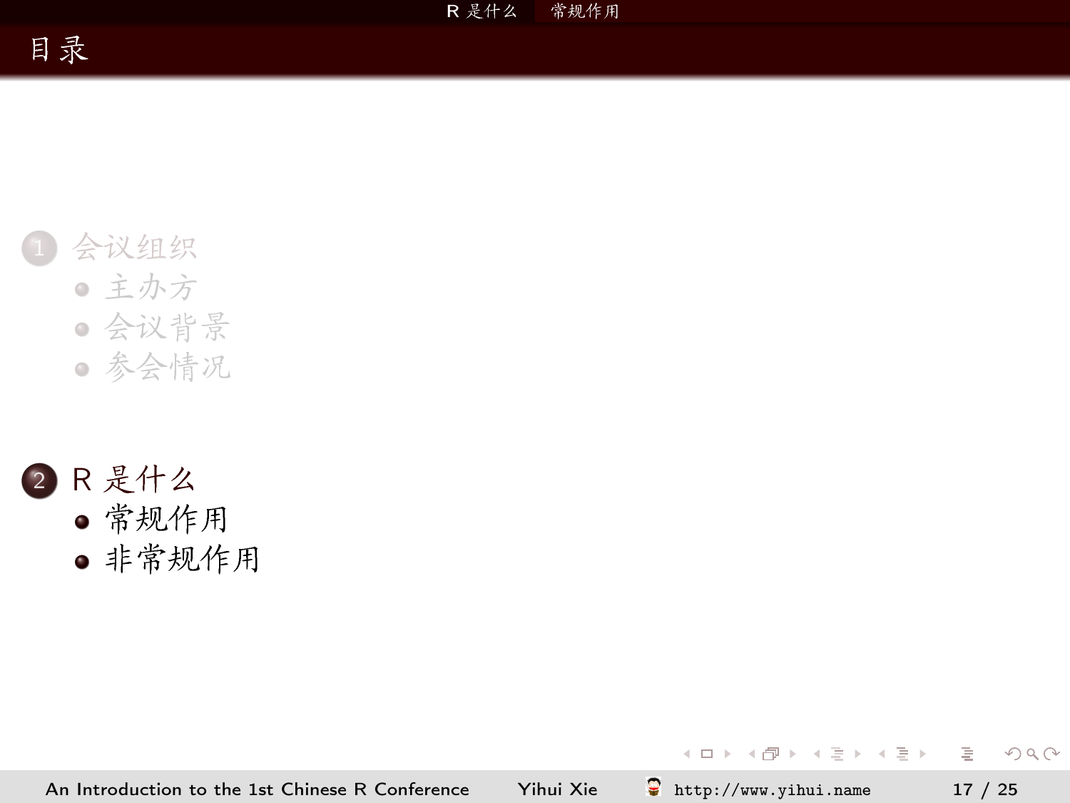# 目录

1. 会议组织
   - 主办方
   - 会议背景
   - 参会情况

2. R 是什么
   - 常规作用
   - 非常规作用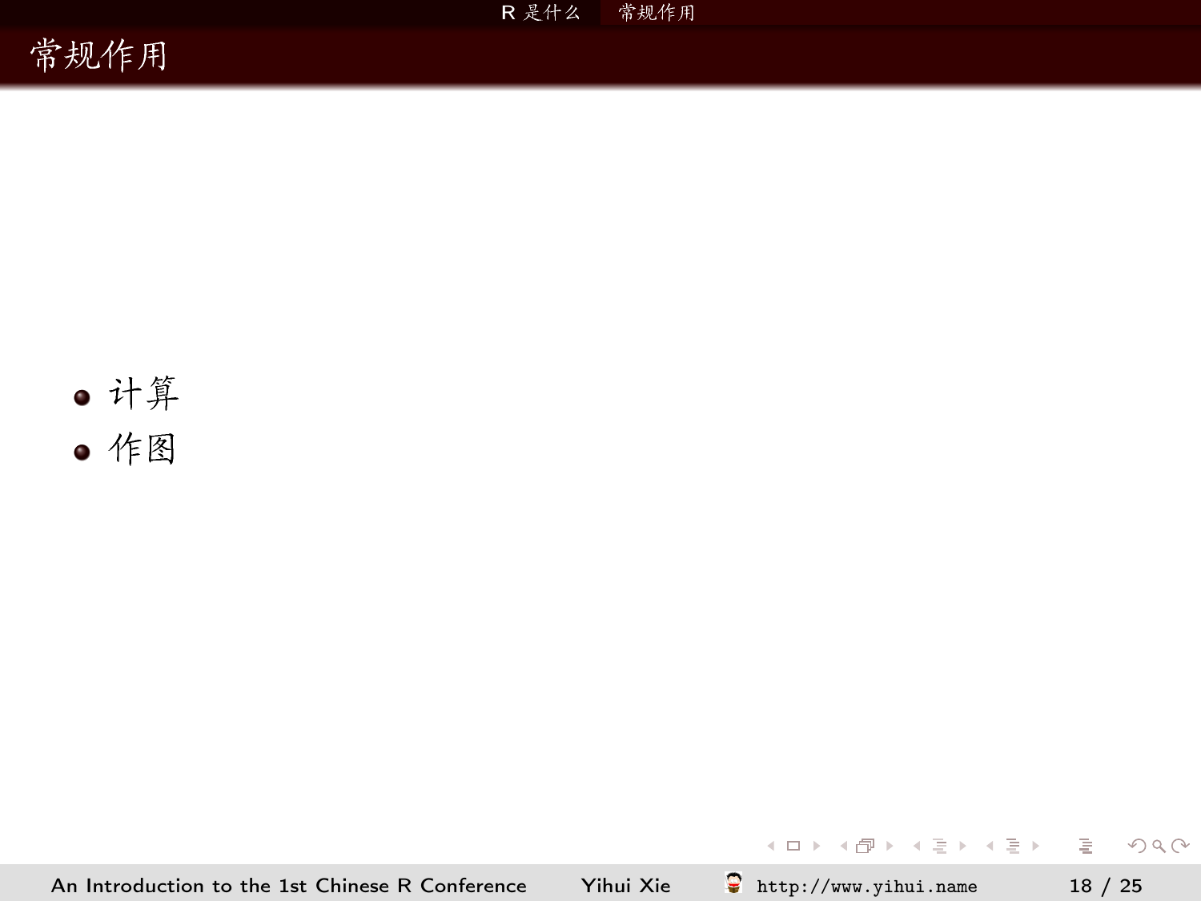## 常规作用

- 计算
- 作图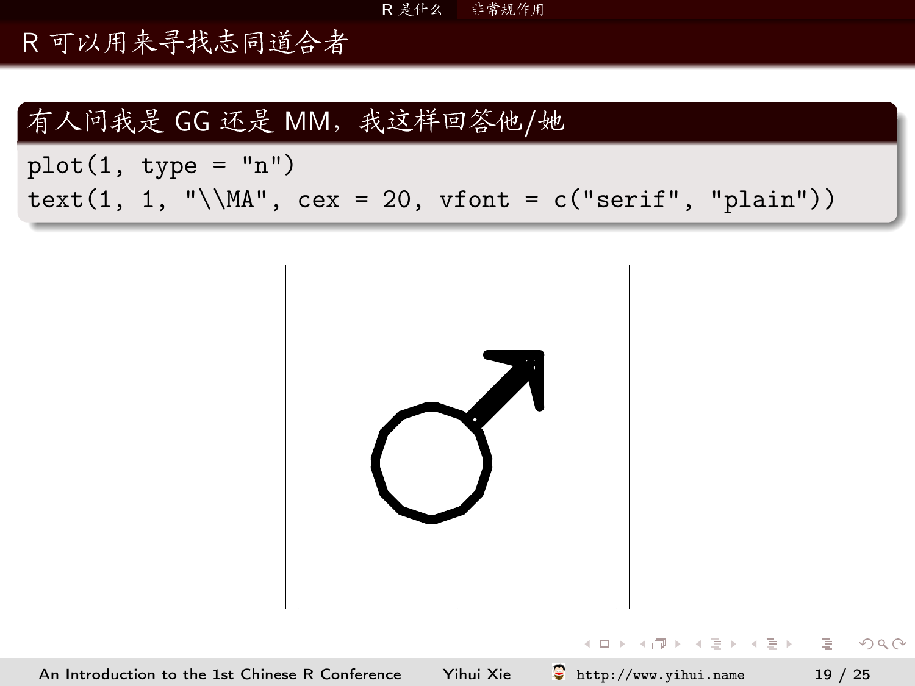# R 可以用来寻找志同道合者

## 有人问我是 GG 还是 MM，我这样回答他/她

```
plot(1, type = "n")
text(1, 1, "\\MA", cex = 20, vfont = c("serif", "plain"))
```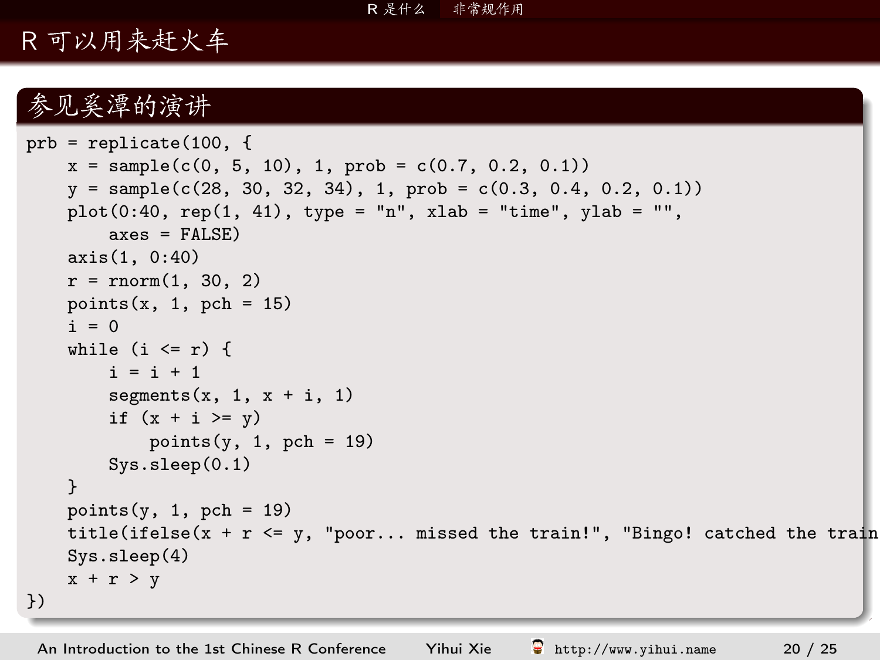# R 可以用来赶火车

## 参见奚潭的演讲

```
prb = replicate(100, {
    x = sample(c(0, 5, 10), 1, prob = c(0.7, 0.2, 0.1))
    y = sample(c(28, 30, 32, 34), 1, prob = c(0.3, 0.4, 0.2, 0.1))
    plot(0:40, rep(1, 41), type = "n", xlab = "time", ylab = "",
        axes = FALSE)
    axis(1, 0:40)
    r = rnorm(1, 30, 2)
    points(x, 1, pch = 15)
    i = 0
    while (i <= r) {
        i = i + 1
        segments(x, 1, x + i, 1)
        if (x + i >= y)
            points(y, 1, pch = 19)
        Sys.sleep(0.1)
    }
    points(y, 1, pch = 19)
    title(ifelse(x + r <= y, "poor... missed the train!", "Bingo! catched the train
    Sys.sleep(4)
    x + r > y
})
```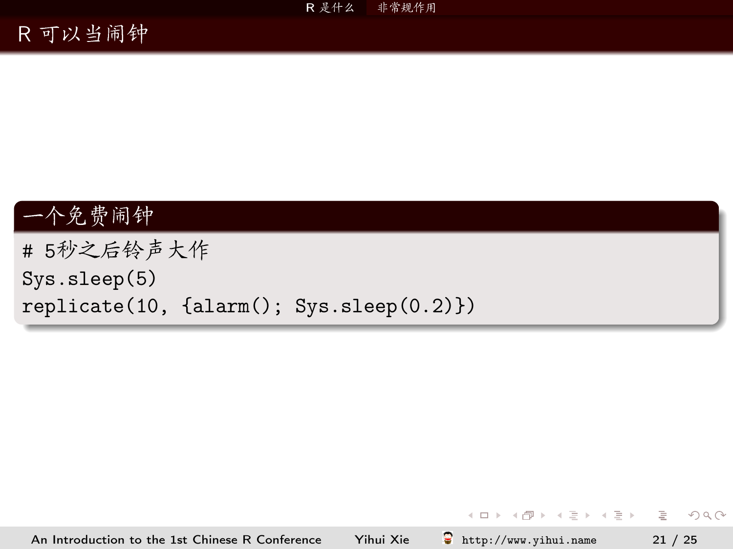# R 可以当闹钟

## 一个免费闹钟

```
# 5秒之后铃声大作
Sys.sleep(5)
replicate(10, {alarm(); Sys.sleep(0.2)})
```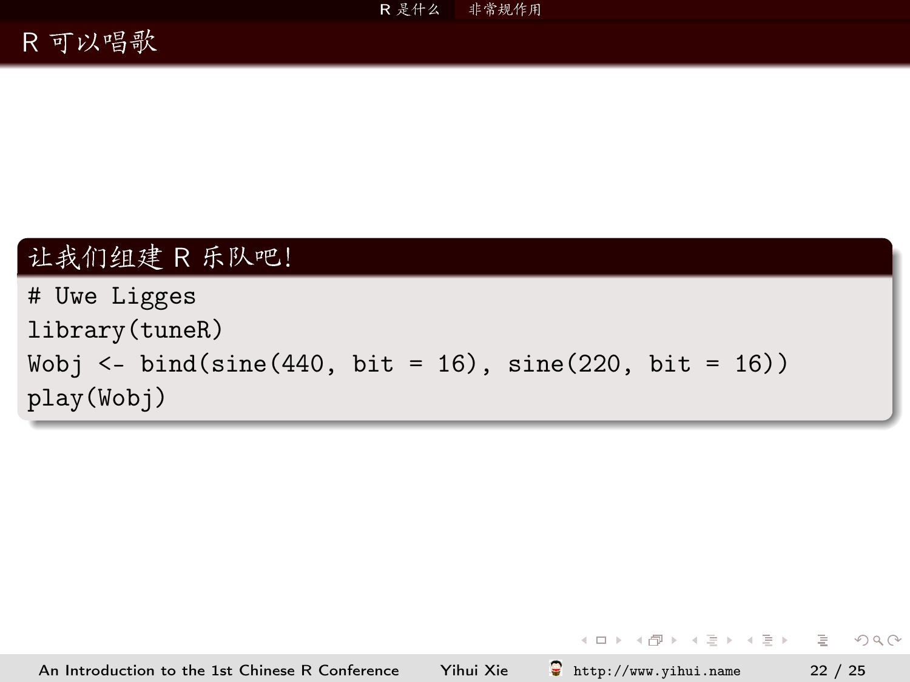# R 可以唱歌

## 让我们组建 R 乐队吧!

```
# Uwe Ligges
library(tuneR)
Wobj <- bind(sine(440, bit = 16), sine(220, bit = 16))
play(Wobj)
```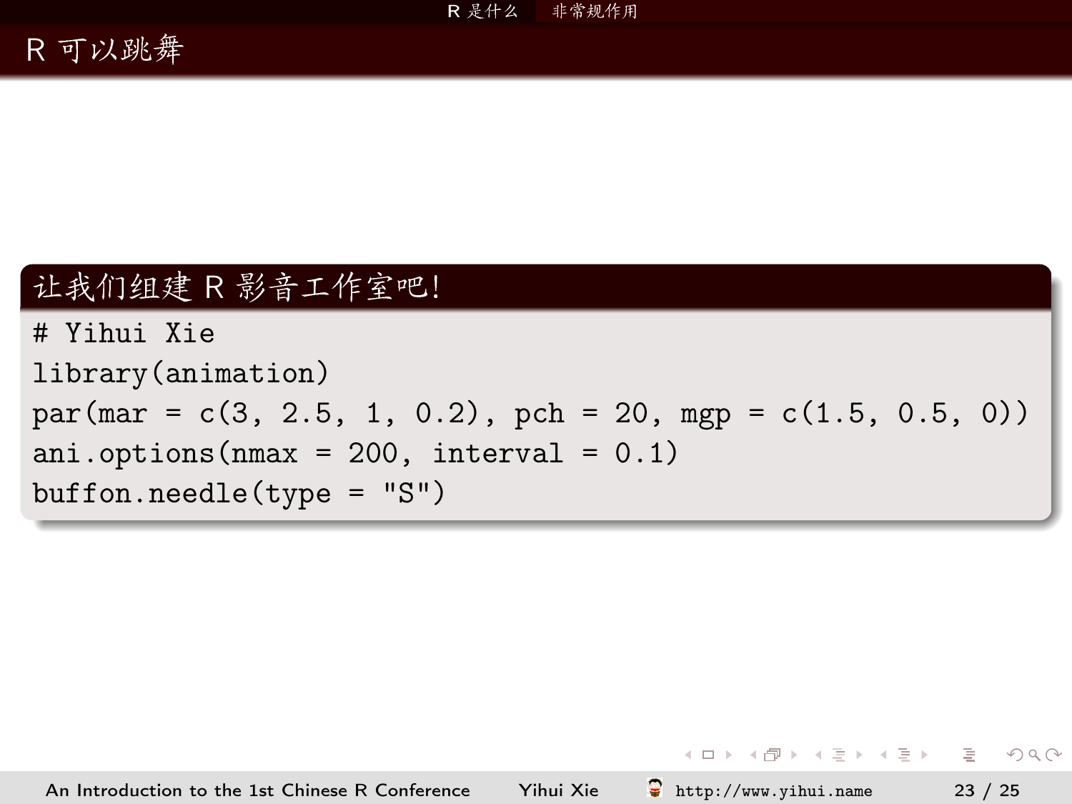# R 可以跳舞

## 让我们组建 R 影音工作室吧!

```
# Yihui Xie
library(animation)
par(mar = c(3, 2.5, 1, 0.2), pch = 20, mgp = c(1.5, 0.5, 0))
ani.options(nmax = 200, interval = 0.1)
buffon.needle(type = "S")
```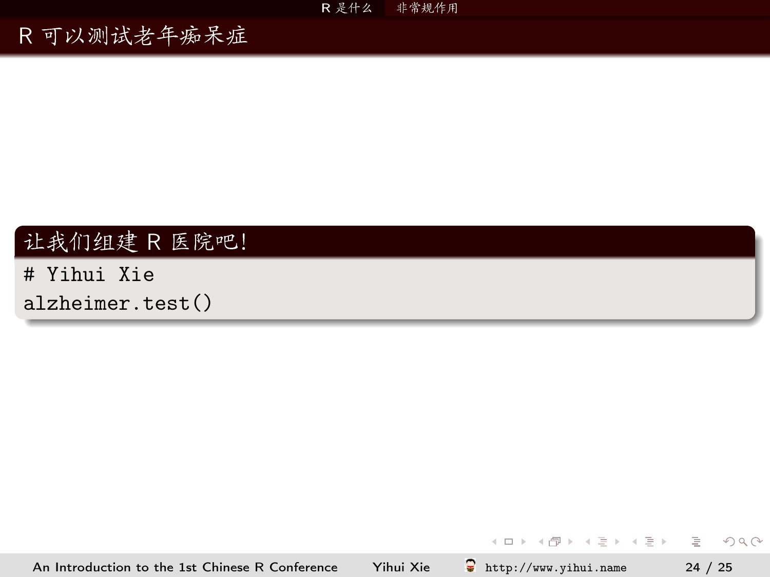# R 可以测试老年痴呆症

**让我们组建 R 医院吧!**

```
# Yihui Xie
alzheimer.test()
```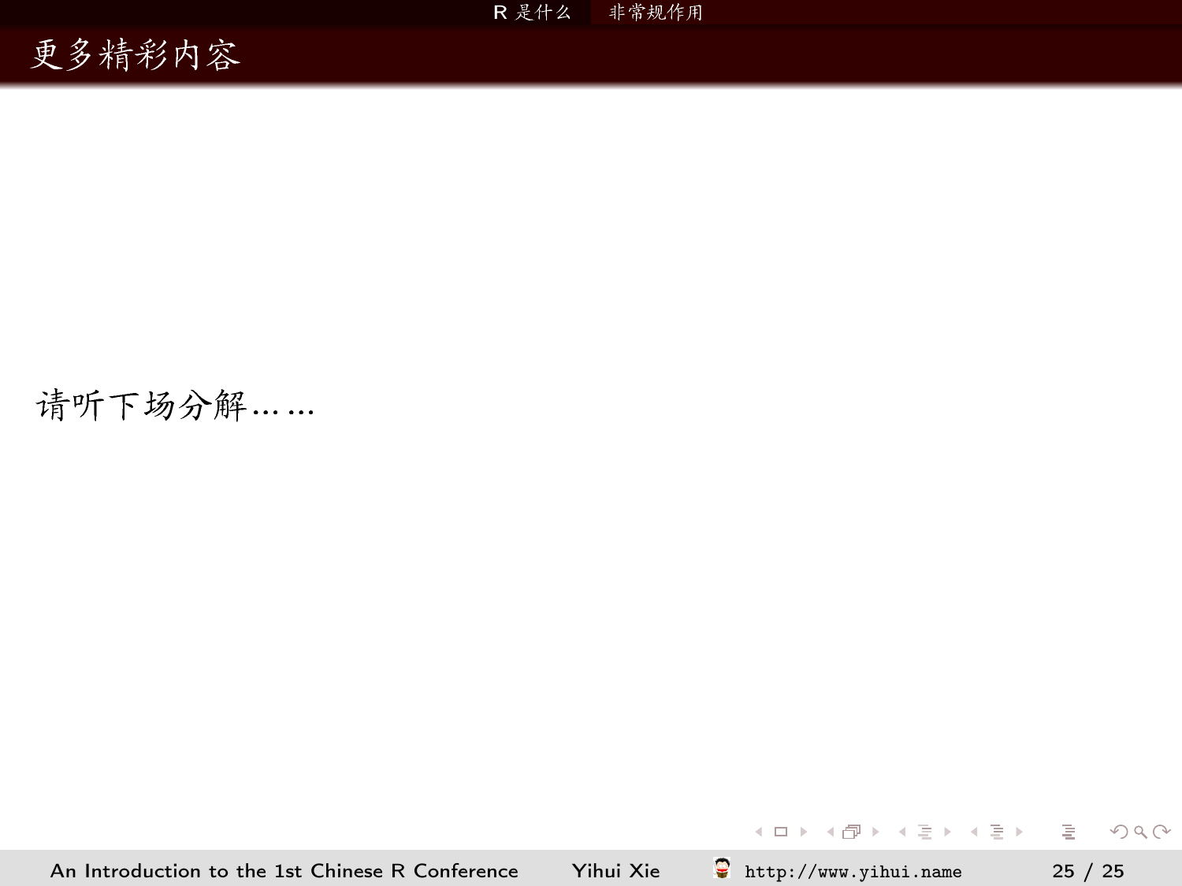# 更多精彩内容

请听下场分解……